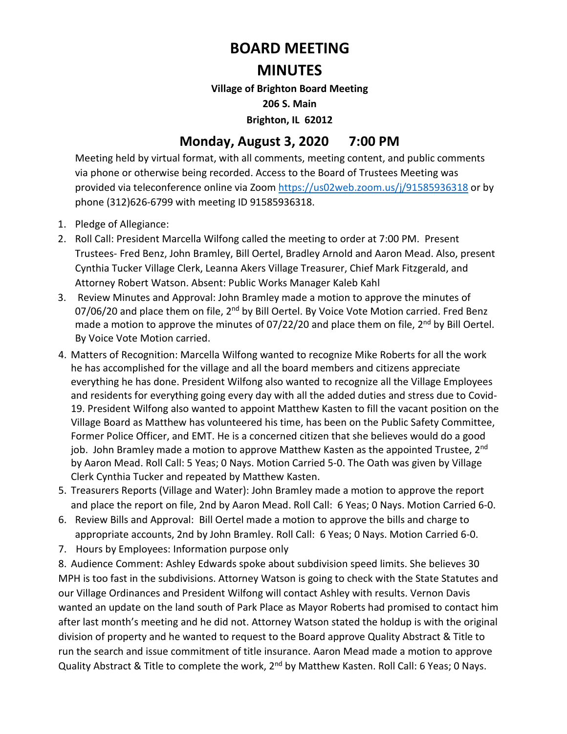# BOARD MEETING

# MINUTES

**Village of Brighton Board Meeting**

**206 S. Main**

**Brighton, IL 62012**

## Monday, August 3, 2020 7:00 PM

Meeting held by virtual format, with all comments, meeting content, and public comments via phone or otherwise being recorded. Access to the Board of Trustees Meeting was provided via teleconference online via Zoom https://us02web.zoom.us/j/91585936318 or by phone (312)626-6799 with meeting ID 91585936318.

1. Pledge of Allegiance:
2. Roll Call: President Marcella Wilfong called the meeting to order at 7:00 PM. Present Trustees- Fred Benz, John Bramley, Bill Oertel, Bradley Arnold and Aaron Mead. Also, present Cynthia Tucker Village Clerk, Leanna Akers Village Treasurer, Chief Mark Fitzgerald, and Attorney Robert Watson. Absent: Public Works Manager Kaleb Kahl
3. Review Minutes and Approval: John Bramley made a motion to approve the minutes of 07/06/20 and place them on file, 2nd by Bill Oertel. By Voice Vote Motion carried. Fred Benz made a motion to approve the minutes of 07/22/20 and place them on file, 2nd by Bill Oertel. By Voice Vote Motion carried.
4. Matters of Recognition: Marcella Wilfong wanted to recognize Mike Roberts for all the work he has accomplished for the village and all the board members and citizens appreciate everything he has done. President Wilfong also wanted to recognize all the Village Employees and residents for everything going every day with all the added duties and stress due to Covid-19. President Wilfong also wanted to appoint Matthew Kasten to fill the vacant position on the Village Board as Matthew has volunteered his time, has been on the Public Safety Committee, Former Police Officer, and EMT. He is a concerned citizen that she believes would do a good job. John Bramley made a motion to approve Matthew Kasten as the appointed Trustee, 2nd by Aaron Mead. Roll Call: 5 Yeas; 0 Nays. Motion Carried 5-0. The Oath was given by Village Clerk Cynthia Tucker and repeated by Matthew Kasten.
5. Treasurers Reports (Village and Water): John Bramley made a motion to approve the report and place the report on file, 2nd by Aaron Mead. Roll Call: 6 Yeas; 0 Nays. Motion Carried 6-0.
6. Review Bills and Approval: Bill Oertel made a motion to approve the bills and charge to appropriate accounts, 2nd by John Bramley. Roll Call: 6 Yeas; 0 Nays. Motion Carried 6-0.
7. Hours by Employees: Information purpose only

8. Audience Comment: Ashley Edwards spoke about subdivision speed limits. She believes 30 MPH is too fast in the subdivisions. Attorney Watson is going to check with the State Statutes and our Village Ordinances and President Wilfong will contact Ashley with results. Vernon Davis wanted an update on the land south of Park Place as Mayor Roberts had promised to contact him after last month's meeting and he did not. Attorney Watson stated the holdup is with the original division of property and he wanted to request to the Board approve Quality Abstract & Title to run the search and issue commitment of title insurance. Aaron Mead made a motion to approve Quality Abstract & Title to complete the work, 2nd by Matthew Kasten. Roll Call: 6 Yeas; 0 Nays.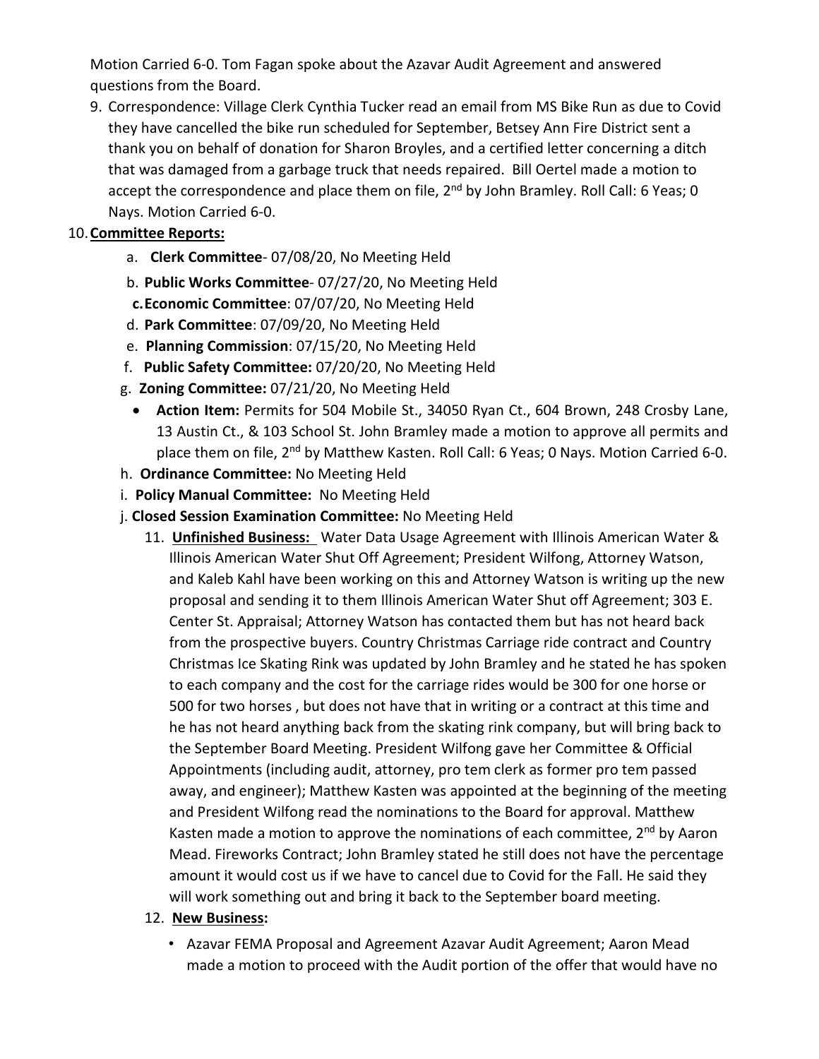Motion Carried 6-0. Tom Fagan spoke about the Azavar Audit Agreement and answered questions from the Board.

9. Correspondence: Village Clerk Cynthia Tucker read an email from MS Bike Run as due to Covid they have cancelled the bike run scheduled for September, Betsey Ann Fire District sent a thank you on behalf of donation for Sharon Broyles, and a certified letter concerning a ditch that was damaged from a garbage truck that needs repaired. Bill Oertel made a motion to accept the correspondence and place them on file, 2nd by John Bramley. Roll Call: 6 Yeas; 0 Nays. Motion Carried 6-0.

10. **Committee Reports:**
    a. **Clerk Committee**- 07/08/20, No Meeting Held
    b. **Public Works Committee**- 07/27/20, No Meeting Held
    c. **Economic Committee**: 07/07/20, No Meeting Held
    d. **Park Committee**: 07/09/20, No Meeting Held
    e. **Planning Commission**: 07/15/20, No Meeting Held
    f. **Public Safety Committee:** 07/20/20, No Meeting Held
    g. **Zoning Committee:** 07/21/20, No Meeting Held
        - **Action Item:** Permits for 504 Mobile St., 34050 Ryan Ct., 604 Brown, 248 Crosby Lane, 13 Austin Ct., & 103 School St. John Bramley made a motion to approve all permits and place them on file, 2nd by Matthew Kasten. Roll Call: 6 Yeas; 0 Nays. Motion Carried 6-0.
    h. **Ordinance Committee:** No Meeting Held
    i. **Policy Manual Committee:** No Meeting Held
    j. **Closed Session Examination Committee:** No Meeting Held

11. **Unfinished Business:** Water Data Usage Agreement with Illinois American Water & Illinois American Water Shut Off Agreement; President Wilfong, Attorney Watson, and Kaleb Kahl have been working on this and Attorney Watson is writing up the new proposal and sending it to them Illinois American Water Shut off Agreement; 303 E. Center St. Appraisal; Attorney Watson has contacted them but has not heard back from the prospective buyers. Country Christmas Carriage ride contract and Country Christmas Ice Skating Rink was updated by John Bramley and he stated he has spoken to each company and the cost for the carriage rides would be 300 for one horse or 500 for two horses , but does not have that in writing or a contract at this time and he has not heard anything back from the skating rink company, but will bring back to the September Board Meeting. President Wilfong gave her Committee & Official Appointments (including audit, attorney, pro tem clerk as former pro tem passed away, and engineer); Matthew Kasten was appointed at the beginning of the meeting and President Wilfong read the nominations to the Board for approval. Matthew Kasten made a motion to approve the nominations of each committee, 2nd by Aaron Mead. Fireworks Contract; John Bramley stated he still does not have the percentage amount it would cost us if we have to cancel due to Covid for the Fall. He said they will work something out and bring it back to the September board meeting.

12. **New Business:**
    - Azavar FEMA Proposal and Agreement Azavar Audit Agreement; Aaron Mead made a motion to proceed with the Audit portion of the offer that would have no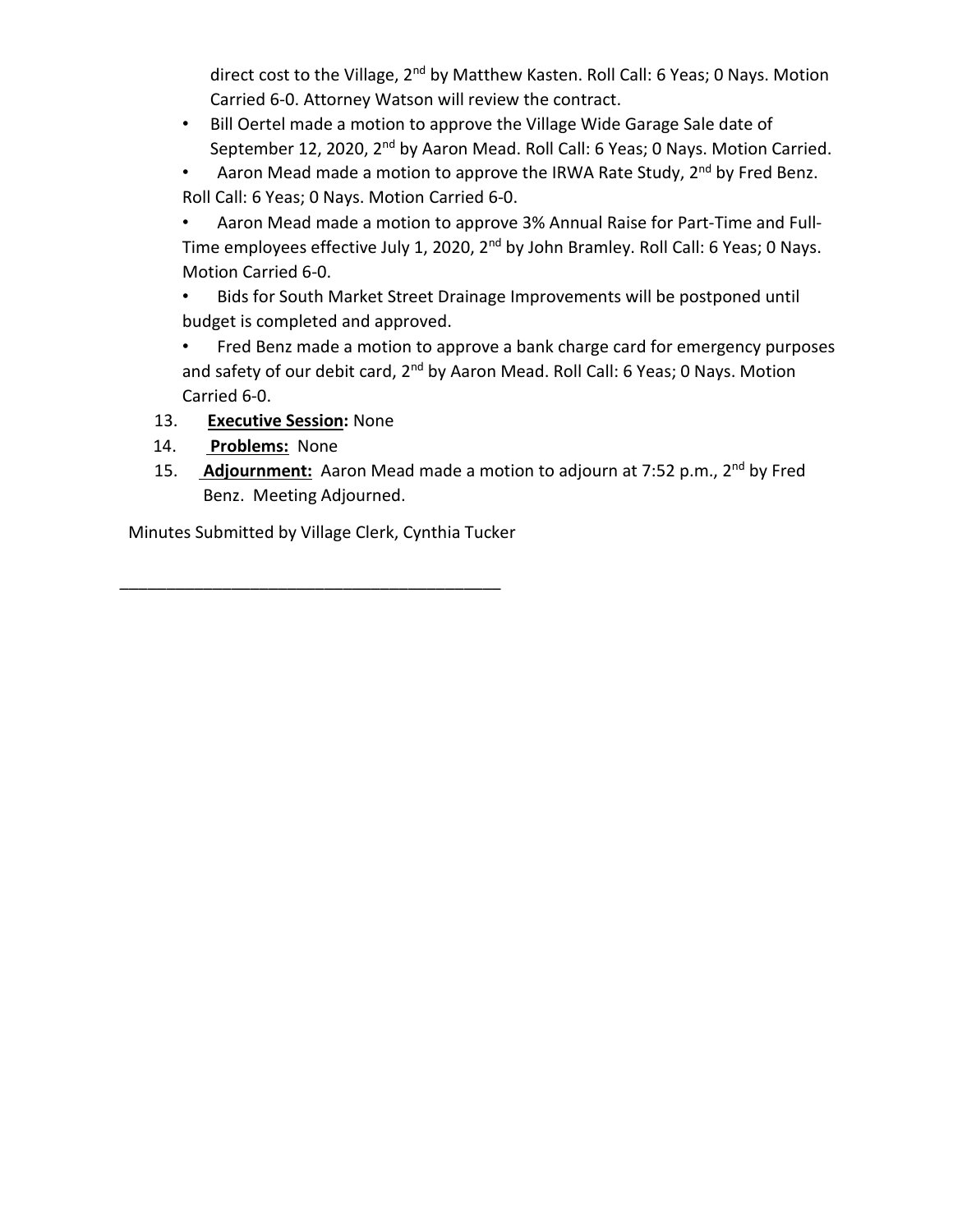direct cost to the Village, 2nd by Matthew Kasten. Roll Call: 6 Yeas; 0 Nays. Motion Carried 6-0. Attorney Watson will review the contract.

- Bill Oertel made a motion to approve the Village Wide Garage Sale date of September 12, 2020, 2nd by Aaron Mead. Roll Call: 6 Yeas; 0 Nays. Motion Carried.
- Aaron Mead made a motion to approve the IRWA Rate Study, 2nd by Fred Benz. Roll Call: 6 Yeas; 0 Nays. Motion Carried 6-0.
- Aaron Mead made a motion to approve 3% Annual Raise for Part-Time and Full-Time employees effective July 1, 2020, 2nd by John Bramley. Roll Call: 6 Yeas; 0 Nays. Motion Carried 6-0.
- Bids for South Market Street Drainage Improvements will be postponed until budget is completed and approved.
- Fred Benz made a motion to approve a bank charge card for emergency purposes and safety of our debit card, 2nd by Aaron Mead. Roll Call: 6 Yeas; 0 Nays. Motion Carried 6-0.

13. **Executive Session:** None
14. **Problems:** None
15. **Adjournment:** Aaron Mead made a motion to adjourn at 7:52 p.m., 2nd by Fred Benz. Meeting Adjourned.

Minutes Submitted by Village Clerk, Cynthia Tucker

\_\_\_\_\_\_\_\_\_\_\_\_\_\_\_\_\_\_\_\_\_\_\_\_\_\_\_\_\_\_\_\_\_\_\_\_\_\_\_\_